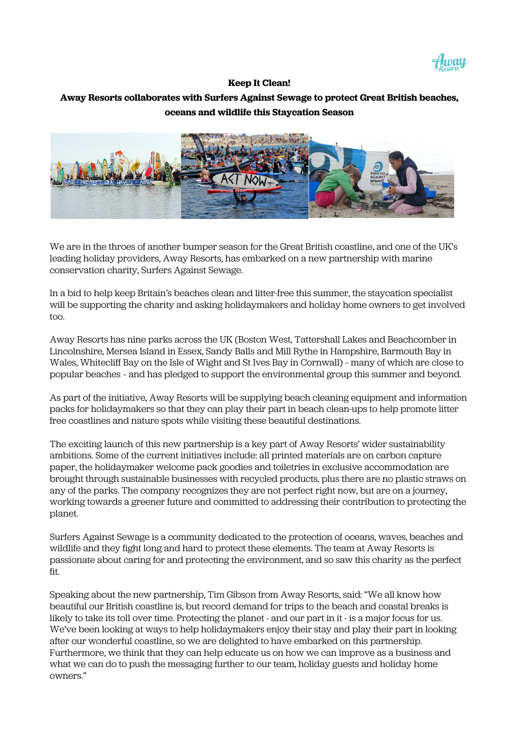**Keep It Clean!**

**Away Resorts collaborates with Surfers Against Sewage to protect Great British beaches, oceans and wildlife this Staycation Season**

We are in the throes of another bumper season for the Great British coastline, and one of the UK's leading holiday providers, Away Resorts, has embarked on a new partnership with marine conservation charity, Surfers Against Sewage.

In a bid to help keep Britain's beaches clean and litter-free this summer, the staycation specialist will be supporting the charity and asking holidaymakers and holiday home owners to get involved too.

Away Resorts has nine parks across the UK (Boston West, Tattershall Lakes and Beachcomber in Lincolnshire, Mersea Island in Essex, Sandy Balls and Mill Rythe in Hampshire, Barmouth Bay in Wales, Whitecliff Bay on the Isle of Wight and St Ives Bay in Cornwall) – many of which are close to popular beaches – and has pledged to support the environmental group this summer and beyond.

As part of the initiative, Away Resorts will be supplying beach cleaning equipment and information packs for holidaymakers so that they can play their part in beach clean-ups to help promote litter free coastlines and nature spots while visiting these beautiful destinations.

The exciting launch of this new partnership is a key part of Away Resorts' wider sustainability ambitions. Some of the current initiatives include: all printed materials are on carbon capture paper, the holidaymaker welcome pack goodies and toiletries in exclusive accommodation are brought through sustainable businesses with recycled products, plus there are no plastic straws on any of the parks. The company recognizes they are not perfect right now, but are on a journey, working towards a greener future and committed to addressing their contribution to protecting the planet.

Surfers Against Sewage is a community dedicated to the protection of oceans, waves, beaches and wildlife and they fight long and hard to protect these elements. The team at Away Resorts is passionate about caring for and protecting the environment, and so saw this charity as the perfect fit.

Speaking about the new partnership, Tim Gibson from Away Resorts, said: "We all know how beautiful our British coastline is, but record demand for trips to the beach and coastal breaks is likely to take its toll over time. Protecting the planet - and our part in it - is a major focus for us. We've been looking at ways to help holidaymakers enjoy their stay and play their part in looking after our wonderful coastline, so we are delighted to have embarked on this partnership. Furthermore, we think that they can help educate us on how we can improve as a business and what we can do to push the messaging further to our team, holiday guests and holiday home owners."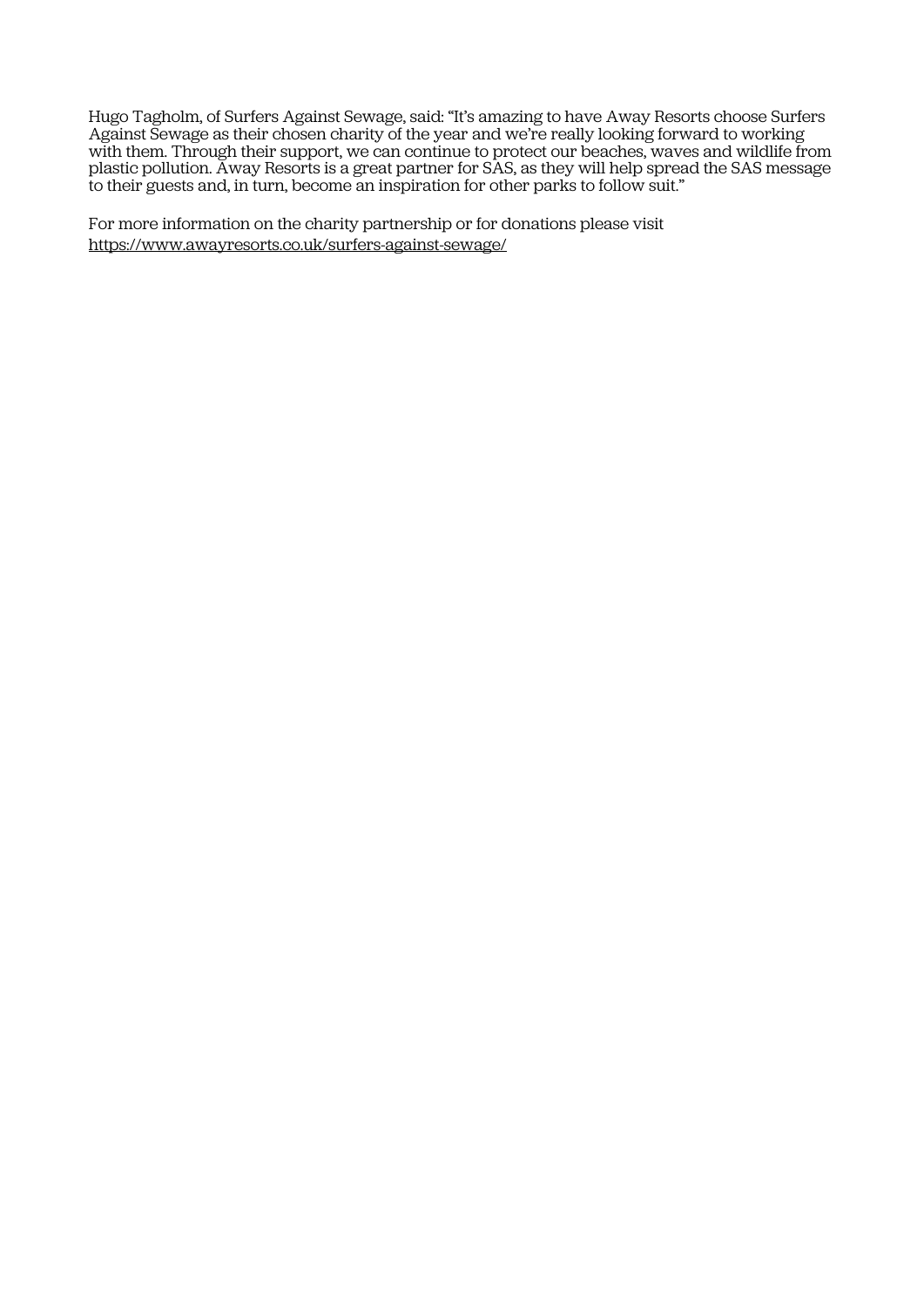Hugo Tagholm, of Surfers Against Sewage, said: "It's amazing to have Away Resorts choose Surfers Against Sewage as their chosen charity of the year and we're really looking forward to working with them. Through their support, we can continue to protect our beaches, waves and wildlife from plastic pollution. Away Resorts is a great partner for SAS, as they will help spread the SAS message to their guests and, in turn, become an inspiration for other parks to follow suit."

For more information on the charity partnership or for donations please visit https://www.awayresorts.co.uk/surfers-against-sewage/